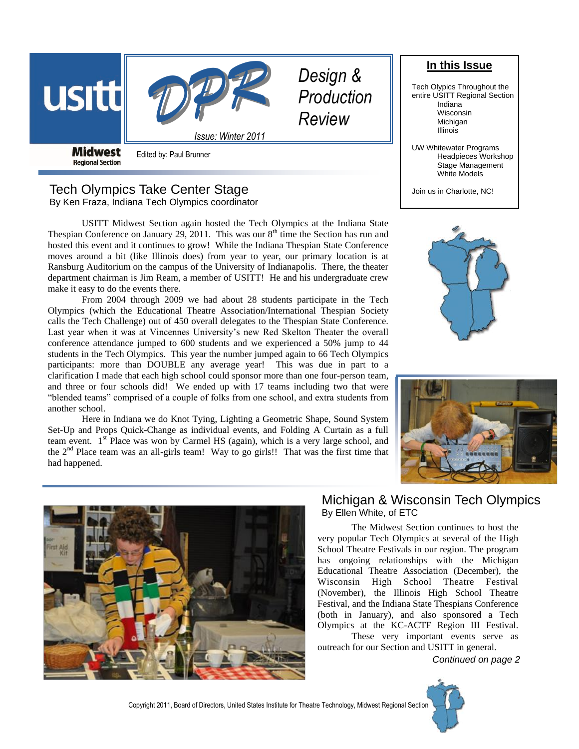# DPR — Design & Production Review

usitt Midwest Regional Section

Issue: Winter 2011

Edited by: Paul Brunner

**In this Issue**

Tech Olypics Throughout the entire USITT Regional Section
- Indiana
- Wisconsin
- Michigan
- Illinois

UW Whitewater Programs
- Headpieces Workshop
- Stage Management
- White Models

Join us in Charlotte, NC!

## Tech Olympics Take Center Stage

By Ken Fraza, Indiana Tech Olympics coordinator

USITT Midwest Section again hosted the Tech Olympics at the Indiana State Thespian Conference on January 29, 2011. This was our 8th time the Section has run and hosted this event and it continues to grow! While the Indiana Thespian State Conference moves around a bit (like Illinois does) from year to year, our primary location is at Ransburg Auditorium on the campus of the University of Indianapolis. There, the theater department chairman is Jim Ream, a member of USITT! He and his undergraduate crew make it easy to do the events there.

From 2004 through 2009 we had about 28 students participate in the Tech Olympics (which the Educational Theatre Association/International Thespian Society calls the Tech Challenge) out of 450 overall delegates to the Thespian State Conference. Last year when it was at Vincennes University's new Red Skelton Theater the overall conference attendance jumped to 600 students and we experienced a 50% jump to 44 students in the Tech Olympics. This year the number jumped again to 66 Tech Olympics participants: more than DOUBLE any average year! This was due in part to a clarification I made that each high school could sponsor more than one four-person team, and three or four schools did! We ended up with 17 teams including two that were "blended teams" comprised of a couple of folks from one school, and extra students from another school.

Here in Indiana we do Knot Tying, Lighting a Geometric Shape, Sound System Set-Up and Props Quick-Change as individual events, and Folding A Curtain as a full team event. 1st Place was won by Carmel HS (again), which is a very large school, and the 2nd Place team was an all-girls team! Way to go girls!! That was the first time that had happened.

## Michigan & Wisconsin Tech Olympics

By Ellen White, of ETC

The Midwest Section continues to host the very popular Tech Olympics at several of the High School Theatre Festivals in our region. The program has ongoing relationships with the Michigan Educational Theatre Association (December), the Wisconsin High School Theatre Festival (November), the Illinois High School Theatre Festival, and the Indiana State Thespians Conference (both in January), and also sponsored a Tech Olympics at the KC-ACTF Region III Festival.

These very important events serve as outreach for our Section and USITT in general.

*Continued on page 2*

Copyright 2011, Board of Directors, United States Institute for Theatre Technology, Midwest Regional Section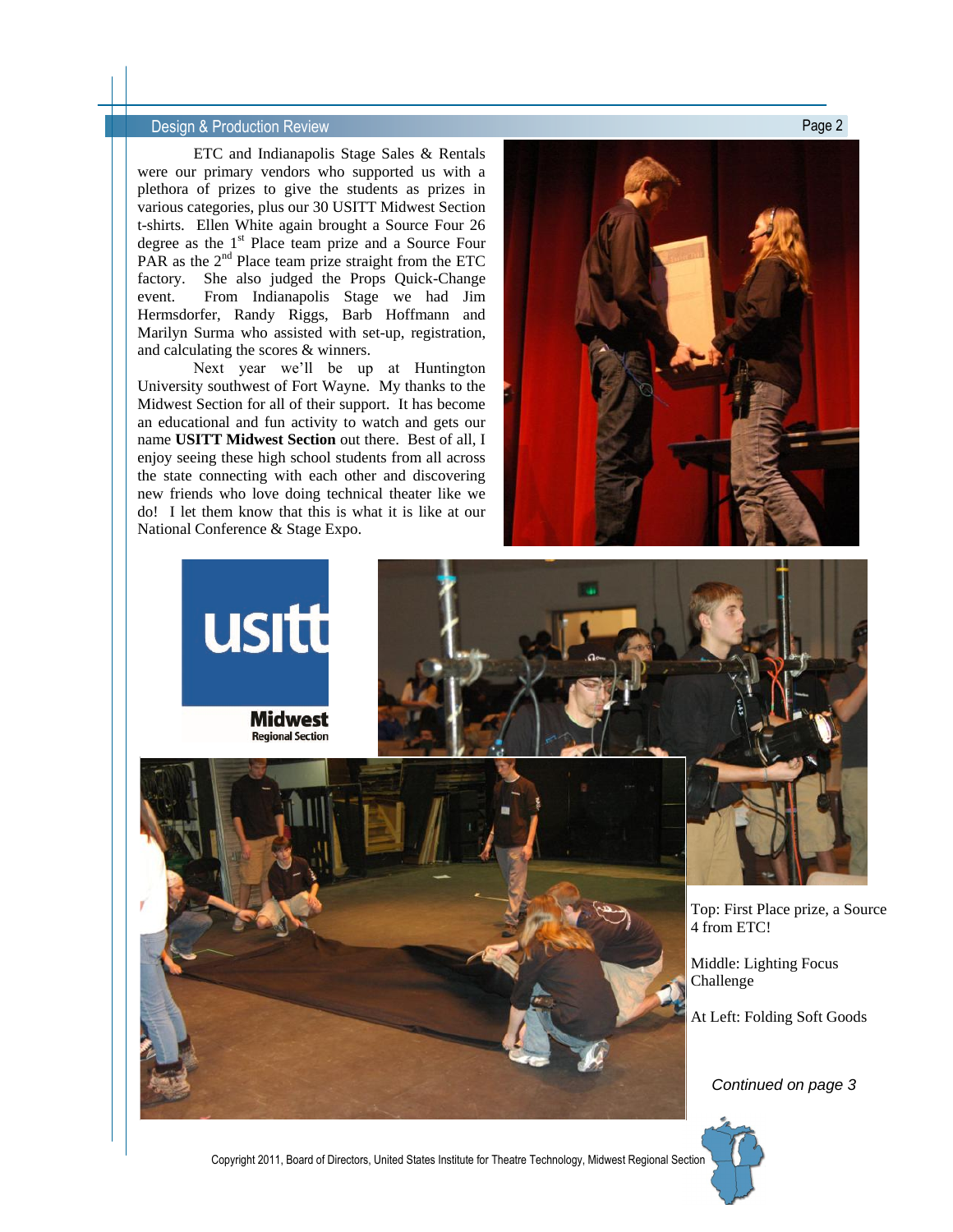ETC and Indianapolis Stage Sales & Rentals were our primary vendors who supported us with a plethora of prizes to give the students as prizes in various categories, plus our 30 USITT Midwest Section t-shirts. Ellen White again brought a Source Four 26 degree as the 1st Place team prize and a Source Four PAR as the 2nd Place team prize straight from the ETC factory. She also judged the Props Quick-Change event. From Indianapolis Stage we had Jim Hermsdorfer, Randy Riggs, Barb Hoffmann and Marilyn Surma who assisted with set-up, registration, and calculating the scores & winners.

Next year we'll be up at Huntington University southwest of Fort Wayne. My thanks to the Midwest Section for all of their support. It has become an educational and fun activity to watch and gets our name **USITT Midwest Section** out there. Best of all, I enjoy seeing these high school students from all across the state connecting with each other and discovering new friends who love doing technical theater like we do! I let them know that this is what it is like at our National Conference & Stage Expo.

Top: First Place prize, a Source 4 from ETC!

Middle: Lighting Focus Challenge

At Left: Folding Soft Goods

*Continued on page 3*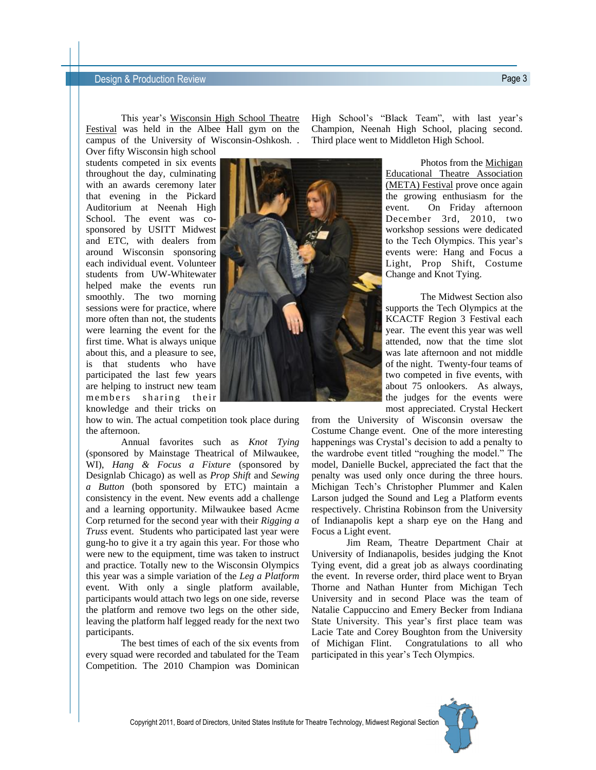This year's Wisconsin High School Theatre Festival was held in the Albee Hall gym on the campus of the University of Wisconsin-Oshkosh. . Over fifty Wisconsin high school students competed in six events throughout the day, culminating with an awards ceremony later that evening in the Pickard Auditorium at Neenah High School. The event was co-sponsored by USITT Midwest and ETC, with dealers from around Wisconsin sponsoring each individual event. Volunteer students from UW-Whitewater helped make the events run smoothly. The two morning sessions were for practice, where more often than not, the students were learning the event for the first time. What is always unique about this, and a pleasure to see, is that students who have participated the last few years are helping to instruct new team members sharing their knowledge and their tricks on how to win. The actual competition took place during the afternoon.

Annual favorites such as *Knot Tying* (sponsored by Mainstage Theatrical of Milwaukee, WI), *Hang & Focus a Fixture* (sponsored by Designlab Chicago) as well as *Prop Shift* and *Sewing a Button* (both sponsored by ETC) maintain a consistency in the event. New events add a challenge and a learning opportunity. Milwaukee based Acme Corp returned for the second year with their *Rigging a Truss* event. Students who participated last year were gung-ho to give it a try again this year. For those who were new to the equipment, time was taken to instruct and practice. Totally new to the Wisconsin Olympics this year was a simple variation of the *Leg a Platform* event. With only a single platform available, participants would attach two legs on one side, reverse the platform and remove two legs on the other side, leaving the platform half legged ready for the next two participants.

The best times of each of the six events from every squad were recorded and tabulated for the Team Competition. The 2010 Champion was Dominican High School's "Black Team", with last year's Champion, Neenah High School, placing second. Third place went to Middleton High School.

Photos from the Michigan Educational Theatre Association (META) Festival prove once again the growing enthusiasm for the event. On Friday afternoon December 3rd, 2010, two workshop sessions were dedicated to the Tech Olympics. This year's events were: Hang and Focus a Light, Prop Shift, Costume Change and Knot Tying.

The Midwest Section also supports the Tech Olympics at the KCACTF Region 3 Festival each year. The event this year was well attended, now that the time slot was late afternoon and not middle of the night. Twenty-four teams of two competed in five events, with about 75 onlookers. As always, the judges for the events were most appreciated. Crystal Heckert from the University of Wisconsin oversaw the Costume Change event. One of the more interesting happenings was Crystal's decision to add a penalty to the wardrobe event titled "roughing the model." The model, Danielle Buckel, appreciated the fact that the penalty was used only once during the three hours. Michigan Tech's Christopher Plummer and Kalen Larson judged the Sound and Leg a Platform events respectively. Christina Robinson from the University of Indianapolis kept a sharp eye on the Hang and Focus a Light event.

Jim Ream, Theatre Department Chair at University of Indianapolis, besides judging the Knot Tying event, did a great job as always coordinating the event. In reverse order, third place went to Bryan Thorne and Nathan Hunter from Michigan Tech University and in second Place was the team of Natalie Cappuccino and Emery Becker from Indiana State University. This year's first place team was Lacie Tate and Corey Boughton from the University of Michigan Flint. Congratulations to all who participated in this year's Tech Olympics.

Copyright 2011, Board of Directors, United States Institute for Theatre Technology, Midwest Regional Section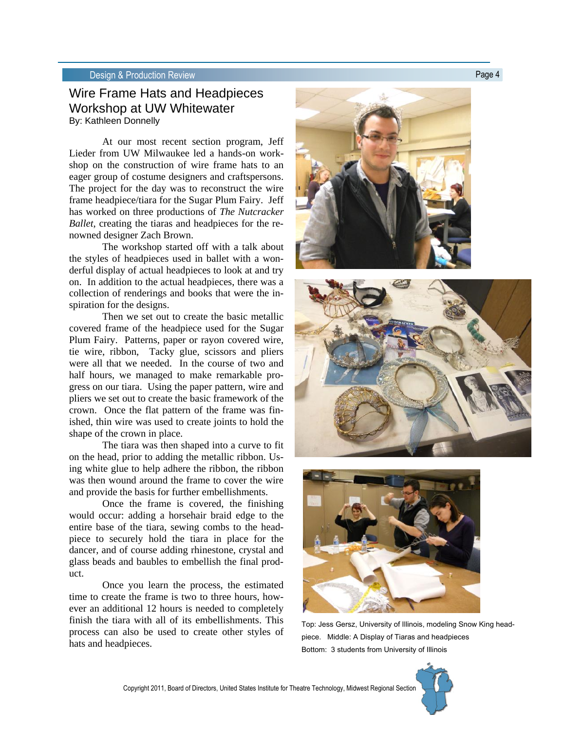# Wire Frame Hats and Headpieces Workshop at UW Whitewater

By: Kathleen Donnelly

At our most recent section program, Jeff Lieder from UW Milwaukee led a hands-on workshop on the construction of wire frame hats to an eager group of costume designers and craftspersons. The project for the day was to reconstruct the wire frame headpiece/tiara for the Sugar Plum Fairy. Jeff has worked on three productions of *The Nutcracker Ballet*, creating the tiaras and headpieces for the renowned designer Zach Brown.

The workshop started off with a talk about the styles of headpieces used in ballet with a wonderful display of actual headpieces to look at and try on. In addition to the actual headpieces, there was a collection of renderings and books that were the inspiration for the designs.

Then we set out to create the basic metallic covered frame of the headpiece used for the Sugar Plum Fairy. Patterns, paper or rayon covered wire, tie wire, ribbon, Tacky glue, scissors and pliers were all that we needed. In the course of two and half hours, we managed to make remarkable progress on our tiara. Using the paper pattern, wire and pliers we set out to create the basic framework of the crown. Once the flat pattern of the frame was finished, thin wire was used to create joints to hold the shape of the crown in place.

The tiara was then shaped into a curve to fit on the head, prior to adding the metallic ribbon. Using white glue to help adhere the ribbon, the ribbon was then wound around the frame to cover the wire and provide the basis for further embellishments.

Once the frame is covered, the finishing would occur: adding a horsehair braid edge to the entire base of the tiara, sewing combs to the headpiece to securely hold the tiara in place for the dancer, and of course adding rhinestone, crystal and glass beads and baubles to embellish the final product.

Once you learn the process, the estimated time to create the frame is two to three hours, however an additional 12 hours is needed to completely finish the tiara with all of its embellishments. This process can also be used to create other styles of hats and headpieces.

Top: Jess Gersz, University of Illinois, modeling Snow King headpiece. Middle: A Display of Tiaras and headpieces Bottom: 3 students from University of Illinois

Copyright 2011, Board of Directors, United States Institute for Theatre Technology, Midwest Regional Section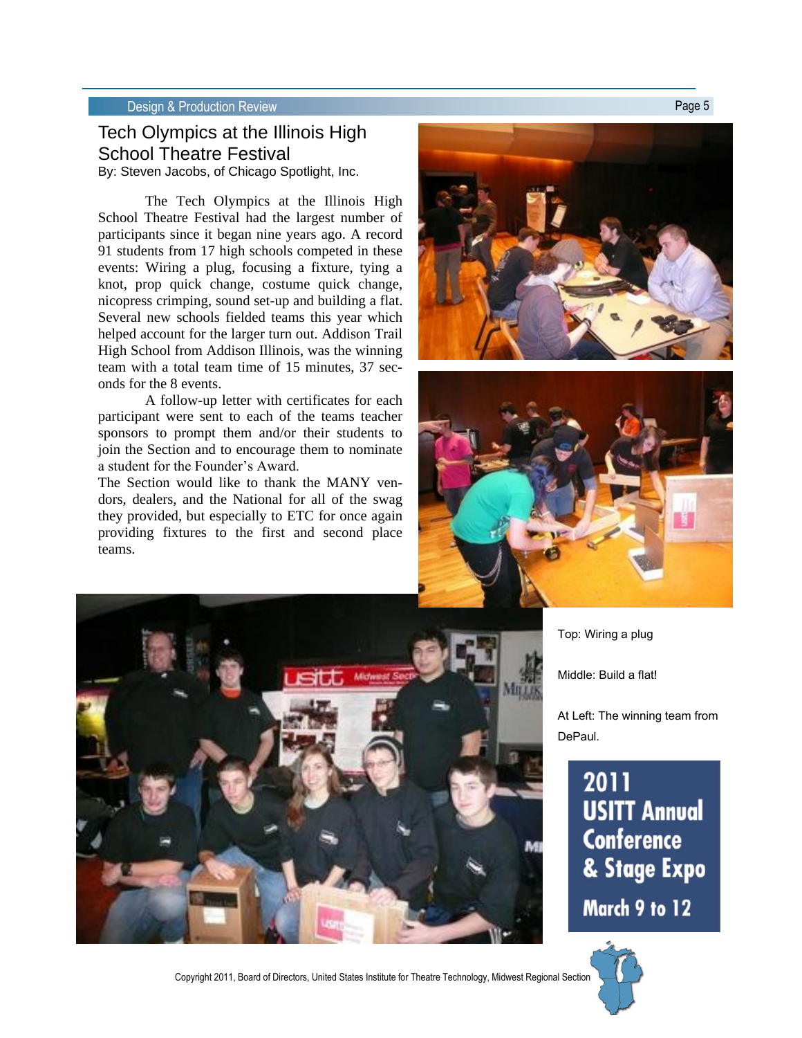# Tech Olympics at the Illinois High School Theatre Festival

By: Steven Jacobs, of Chicago Spotlight, Inc.

The Tech Olympics at the Illinois High School Theatre Festival had the largest number of participants since it began nine years ago. A record 91 students from 17 high schools competed in these events: Wiring a plug, focusing a fixture, tying a knot, prop quick change, costume quick change, nicopress crimping, sound set-up and building a flat. Several new schools fielded teams this year which helped account for the larger turn out. Addison Trail High School from Addison Illinois, was the winning team with a total team time of 15 minutes, 37 seconds for the 8 events.

A follow-up letter with certificates for each participant were sent to each of the teams teacher sponsors to prompt them and/or their students to join the Section and to encourage them to nominate a student for the Founder's Award.

The Section would like to thank the MANY vendors, dealers, and the National for all of the swag they provided, but especially to ETC for once again providing fixtures to the first and second place teams.

Top: Wiring a plug

Middle: Build a flat!

At Left: The winning team from DePaul.

**2011 USITT Annual Conference & Stage Expo**
**March 9 to 12**

Copyright 2011, Board of Directors, United States Institute for Theatre Technology, Midwest Regional Section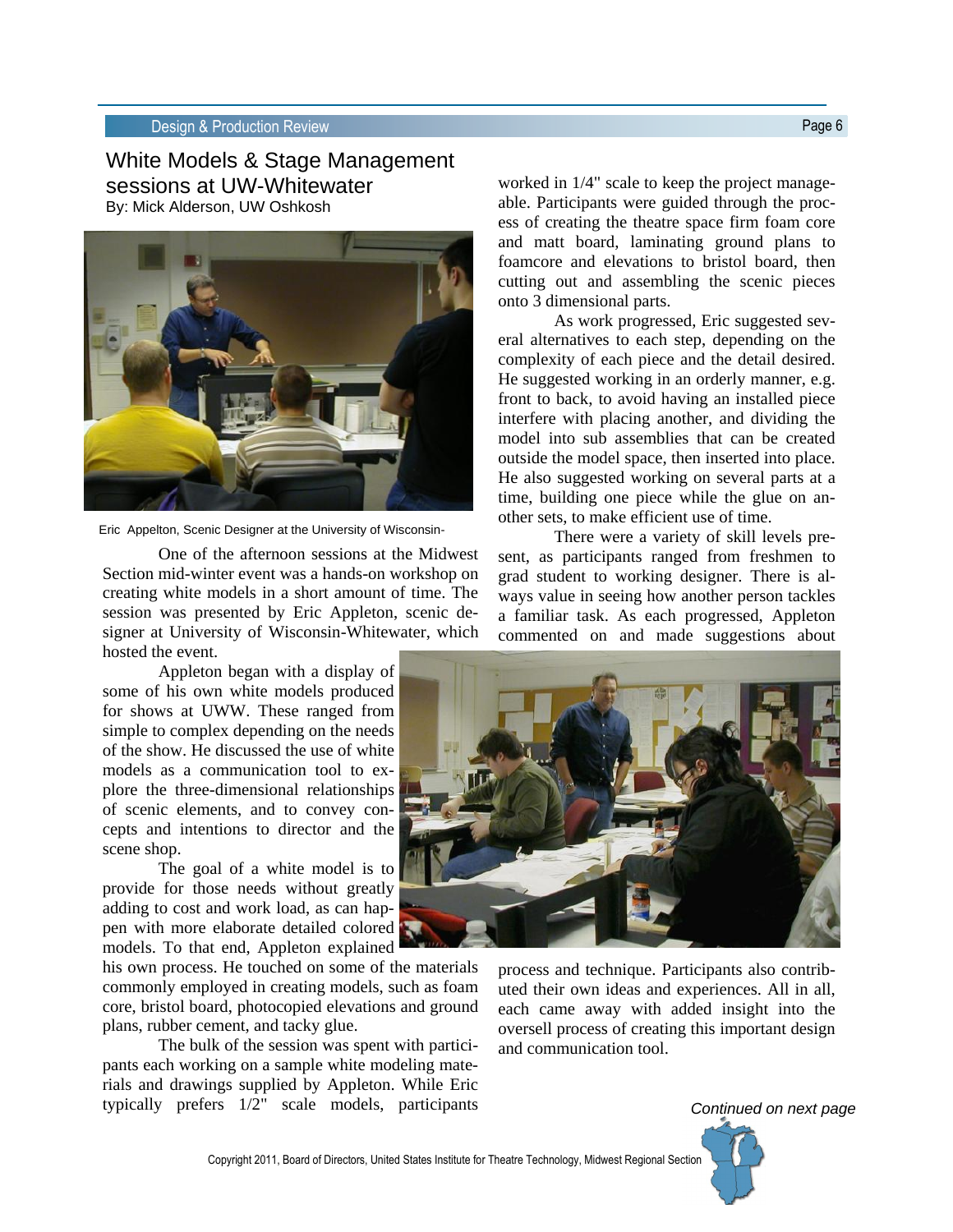## White Models & Stage Management sessions at UW-Whitewater

By: Mick Alderson, UW Oshkosh

Eric Appelton, Scenic Designer at the University of Wisconsin-

One of the afternoon sessions at the Midwest Section mid-winter event was a hands-on workshop on creating white models in a short amount of time. The session was presented by Eric Appleton, scenic designer at University of Wisconsin-Whitewater, which hosted the event.

Appleton began with a display of some of his own white models produced for shows at UWW. These ranged from simple to complex depending on the needs of the show. He discussed the use of white models as a communication tool to explore the three-dimensional relationships of scenic elements, and to convey concepts and intentions to director and the scene shop.

The goal of a white model is to provide for those needs without greatly adding to cost and work load, as can happen with more elaborate detailed colored models. To that end, Appleton explained his own process. He touched on some of the materials commonly employed in creating models, such as foam core, bristol board, photocopied elevations and ground plans, rubber cement, and tacky glue.

The bulk of the session was spent with participants each working on a sample white modeling materials and drawings supplied by Appleton. While Eric typically prefers 1/2" scale models, participants worked in 1/4" scale to keep the project manageable. Participants were guided through the process of creating the theatre space firm foam core and matt board, laminating ground plans to foamcore and elevations to bristol board, then cutting out and assembling the scenic pieces onto 3 dimensional parts.

As work progressed, Eric suggested several alternatives to each step, depending on the complexity of each piece and the detail desired. He suggested working in an orderly manner, e.g. front to back, to avoid having an installed piece interfere with placing another, and dividing the model into sub assemblies that can be created outside the model space, then inserted into place. He also suggested working on several parts at a time, building one piece while the glue on another sets, to make efficient use of time.

There were a variety of skill levels present, as participants ranged from freshmen to grad student to working designer. There is always value in seeing how another person tackles a familiar task. As each progressed, Appleton commented on and made suggestions about process and technique. Participants also contributed their own ideas and experiences. All in all, each came away with added insight into the oversell process of creating this important design and communication tool.

*Continued on next page*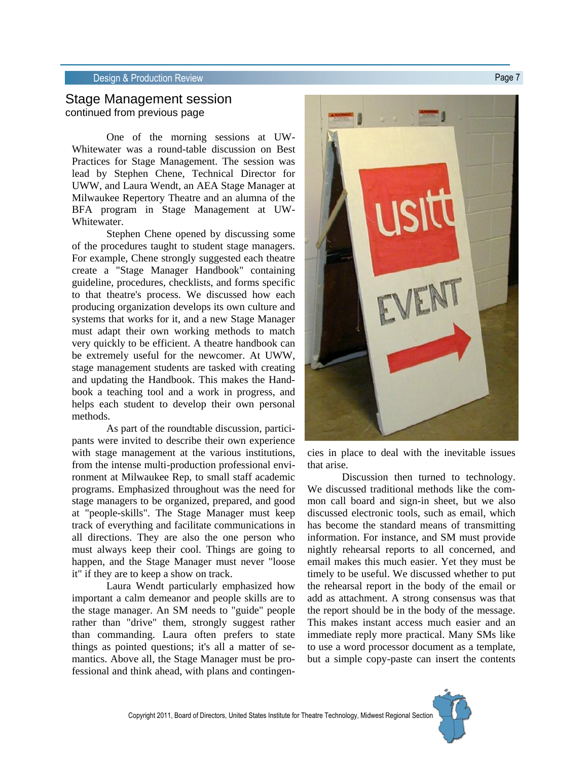## Stage Management session
continued from previous page

One of the morning sessions at UW-Whitewater was a round-table discussion on Best Practices for Stage Management. The session was lead by Stephen Chene, Technical Director for UWW, and Laura Wendt, an AEA Stage Manager at Milwaukee Repertory Theatre and an alumna of the BFA program in Stage Management at UW-Whitewater.

Stephen Chene opened by discussing some of the procedures taught to student stage managers. For example, Chene strongly suggested each theatre create a "Stage Manager Handbook" containing guideline, procedures, checklists, and forms specific to that theatre's process. We discussed how each producing organization develops its own culture and systems that works for it, and a new Stage Manager must adapt their own working methods to match very quickly to be efficient. A theatre handbook can be extremely useful for the newcomer. At UWW, stage management students are tasked with creating and updating the Handbook. This makes the Handbook a teaching tool and a work in progress, and helps each student to develop their own personal methods.

As part of the roundtable discussion, participants were invited to describe their own experience with stage management at the various institutions, from the intense multi-production professional environment at Milwaukee Rep, to small staff academic programs. Emphasized throughout was the need for stage managers to be organized, prepared, and good at "people-skills". The Stage Manager must keep track of everything and facilitate communications in all directions. They are also the one person who must always keep their cool. Things are going to happen, and the Stage Manager must never "loose it" if they are to keep a show on track.

Laura Wendt particularly emphasized how important a calm demeanor and people skills are to the stage manager. An SM needs to "guide" people rather than "drive" them, strongly suggest rather than commanding. Laura often prefers to state things as pointed questions; it's all a matter of semantics. Above all, the Stage Manager must be professional and think ahead, with plans and contingencies in place to deal with the inevitable issues that arise.

Discussion then turned to technology. We discussed traditional methods like the common call board and sign-in sheet, but we also discussed electronic tools, such as email, which has become the standard means of transmitting information. For instance, and SM must provide nightly rehearsal reports to all concerned, and email makes this much easier. Yet they must be timely to be useful. We discussed whether to put the rehearsal report in the body of the email or add as attachment. A strong consensus was that the report should be in the body of the message. This makes instant access much easier and an immediate reply more practical. Many SMs like to use a word processor document as a template, but a simple copy-paste can insert the contents

Copyright 2011, Board of Directors, United States Institute for Theatre Technology, Midwest Regional Section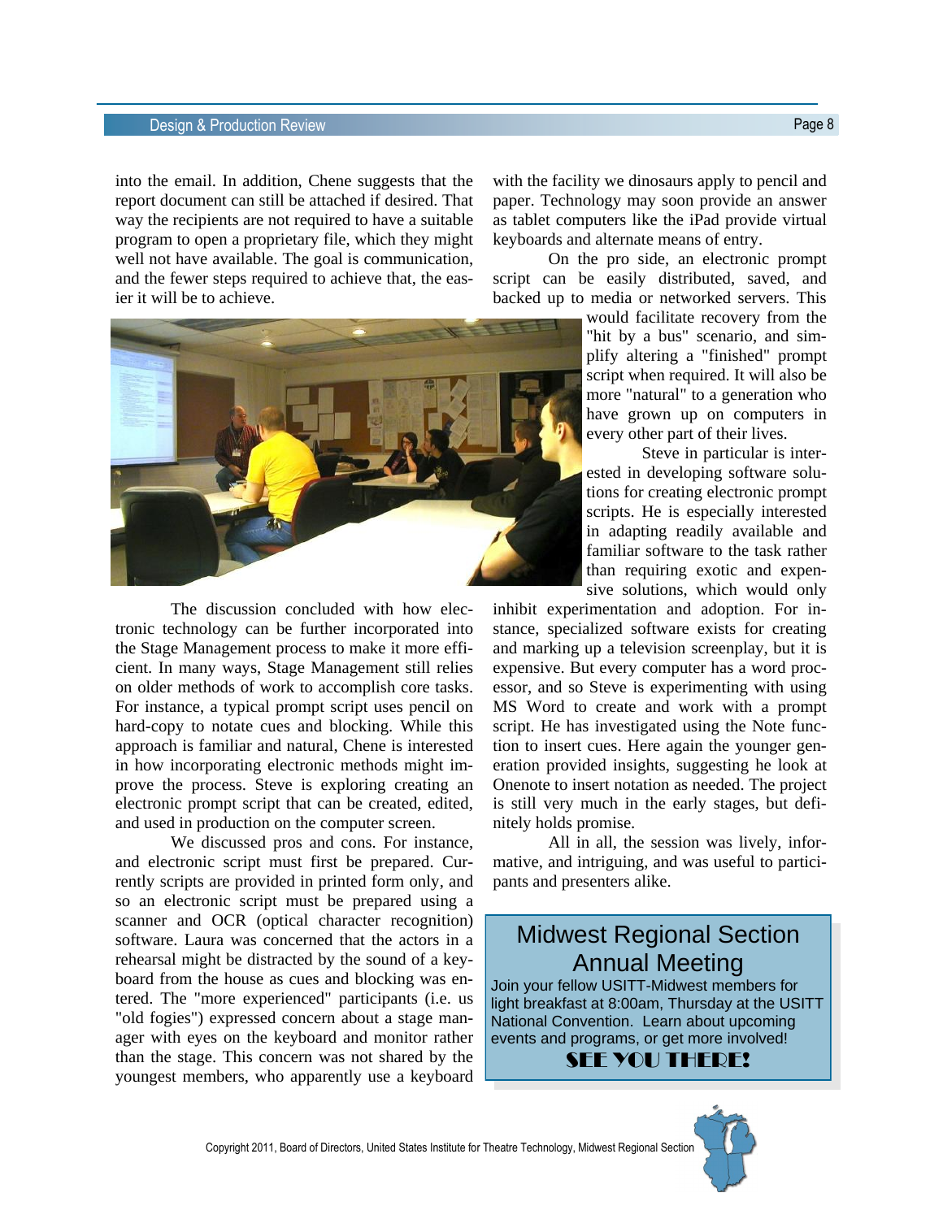into the email. In addition, Chene suggests that the report document can still be attached if desired. That way the recipients are not required to have a suitable program to open a proprietary file, which they might well not have available. The goal is communication, and the fewer steps required to achieve that, the easier it will be to achieve.

The discussion concluded with how electronic technology can be further incorporated into the Stage Management process to make it more efficient. In many ways, Stage Management still relies on older methods of work to accomplish core tasks. For instance, a typical prompt script uses pencil on hard-copy to notate cues and blocking. While this approach is familiar and natural, Chene is interested in how incorporating electronic methods might improve the process. Steve is exploring creating an electronic prompt script that can be created, edited, and used in production on the computer screen.

We discussed pros and cons. For instance, and electronic script must first be prepared. Currently scripts are provided in printed form only, and so an electronic script must be prepared using a scanner and OCR (optical character recognition) software. Laura was concerned that the actors in a rehearsal might be distracted by the sound of a keyboard from the house as cues and blocking was entered. The "more experienced" participants (i.e. us "old fogies") expressed concern about a stage manager with eyes on the keyboard and monitor rather than the stage. This concern was not shared by the youngest members, who apparently use a keyboard with the facility we dinosaurs apply to pencil and paper. Technology may soon provide an answer as tablet computers like the iPad provide virtual keyboards and alternate means of entry.

On the pro side, an electronic prompt script can be easily distributed, saved, and backed up to media or networked servers. This would facilitate recovery from the "hit by a bus" scenario, and simplify altering a "finished" prompt script when required. It will also be more "natural" to a generation who have grown up on computers in every other part of their lives.

Steve in particular is interested in developing software solutions for creating electronic prompt scripts. He is especially interested in adapting readily available and familiar software to the task rather than requiring exotic and expensive solutions, which would only inhibit experimentation and adoption. For instance, specialized software exists for creating and marking up a television screenplay, but it is expensive. But every computer has a word processor, and so Steve is experimenting with using MS Word to create and work with a prompt script. He has investigated using the Note function to insert cues. Here again the younger generation provided insights, suggesting he look at Onenote to insert notation as needed. The project is still very much in the early stages, but definitely holds promise.

All in all, the session was lively, informative, and intriguing, and was useful to participants and presenters alike.

## Midwest Regional Section Annual Meeting

Join your fellow USITT-Midwest members for light breakfast at 8:00am, Thursday at the USITT National Convention. Learn about upcoming events and programs, or get more involved!

**SEE YOU THERE!**

Copyright 2011, Board of Directors, United States Institute for Theatre Technology, Midwest Regional Section